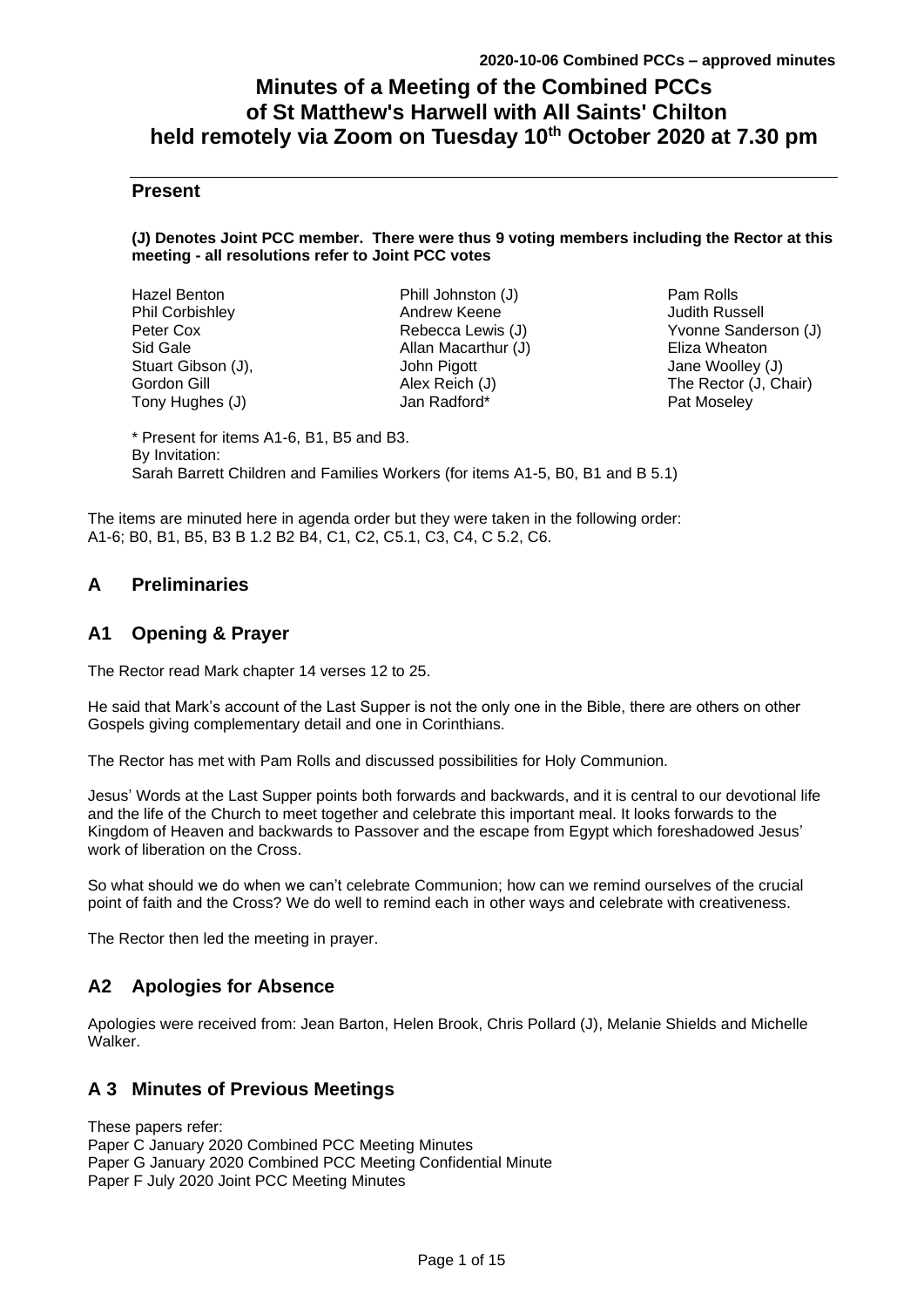# Minutes of a Meeting of the Combined PCCs of St Matthew's Harwell with All Saints' Chilton held remotely via Zoom on Tuesday 10th October 2020 at 7.30 pm

## Present

**(J) Denotes Joint PCC member. There were thus 9 voting members including the Rector at this meeting - all resolutions refer to Joint PCC votes**

| | | |
|---|---|---|
| Hazel Benton | Phill Johnston (J) | Pam Rolls |
| Phil Corbishley | Andrew Keene | Judith Russell |
| Peter Cox | Rebecca Lewis (J) | Yvonne Sanderson (J) |
| Sid Gale | Allan Macarthur (J) | Eliza Wheaton |
| Stuart Gibson (J), | John Pigott | Jane Woolley (J) |
| Gordon Gill | Alex Reich (J) | The Rector (J, Chair) |
| Tony Hughes (J) | Jan Radford* | Pat Moseley |

\* Present for items A1-6, B1, B5 and B3.
By Invitation:
Sarah Barrett Children and Families Workers (for items A1-5, B0, B1 and B 5.1)

The items are minuted here in agenda order but they were taken in the following order: A1-6; B0, B1, B5, B3 B 1.2 B2 B4, C1, C2, C5.1, C3, C4, C 5.2, C6.

## A Preliminaries

## A1 Opening & Prayer

The Rector read Mark chapter 14 verses 12 to 25.

He said that Mark's account of the Last Supper is not the only one in the Bible, there are others on other Gospels giving complementary detail and one in Corinthians.

The Rector has met with Pam Rolls and discussed possibilities for Holy Communion.

Jesus' Words at the Last Supper points both forwards and backwards, and it is central to our devotional life and the life of the Church to meet together and celebrate this important meal. It looks forwards to the Kingdom of Heaven and backwards to Passover and the escape from Egypt which foreshadowed Jesus' work of liberation on the Cross.

So what should we do when we can't celebrate Communion; how can we remind ourselves of the crucial point of faith and the Cross? We do well to remind each in other ways and celebrate with creativeness.

The Rector then led the meeting in prayer.

## A2 Apologies for Absence

Apologies were received from: Jean Barton, Helen Brook, Chris Pollard (J), Melanie Shields and Michelle Walker.

## A 3 Minutes of Previous Meetings

These papers refer:
Paper C January 2020 Combined PCC Meeting Minutes
Paper G January 2020 Combined PCC Meeting Confidential Minute
Paper F July 2020 Joint PCC Meeting Minutes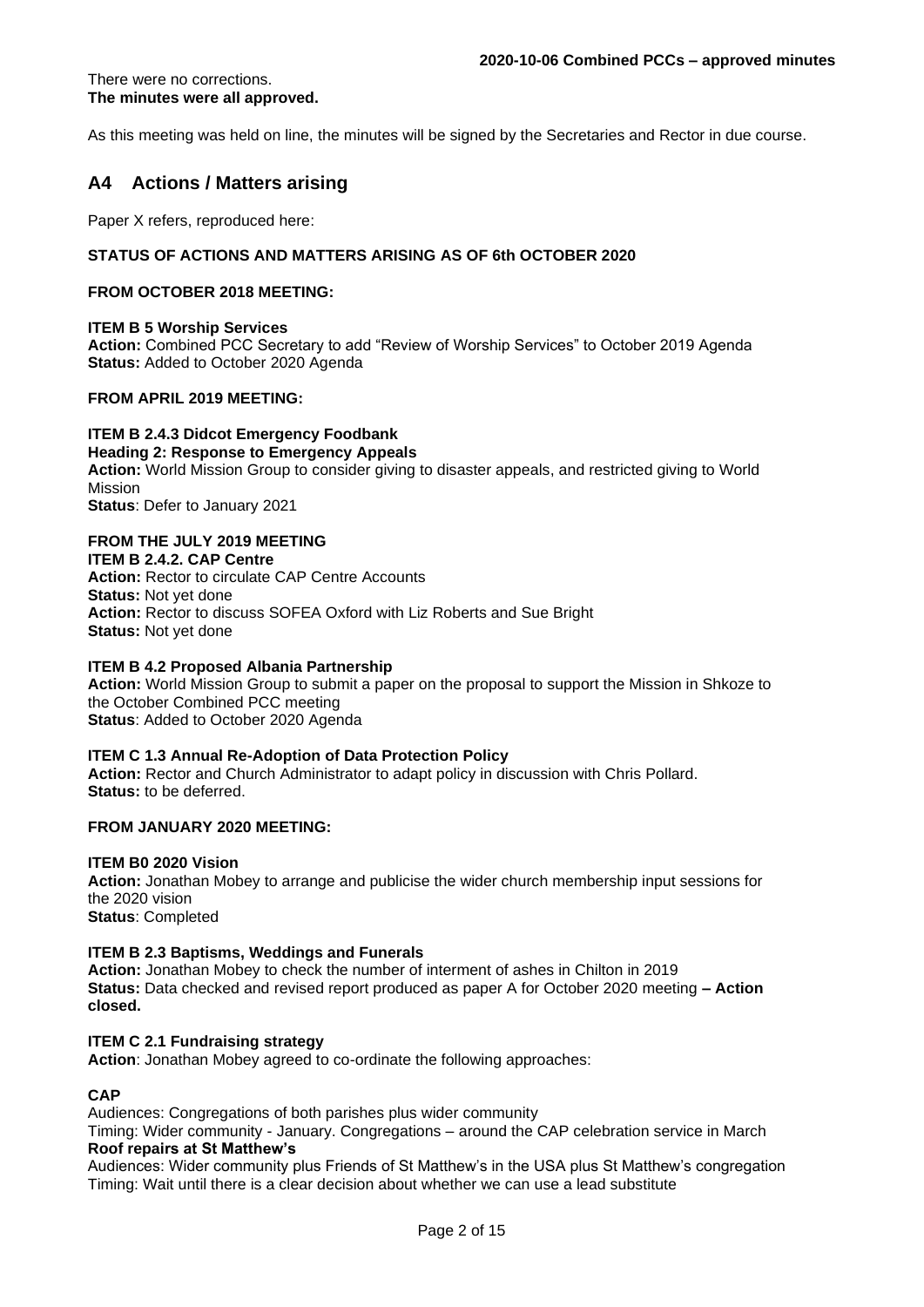There were no corrections.
**The minutes were all approved.**

As this meeting was held on line, the minutes will be signed by the Secretaries and Rector in due course.

## A4 Actions / Matters arising

Paper X refers, reproduced here:

**STATUS OF ACTIONS AND MATTERS ARISING AS OF 6th OCTOBER 2020**

**FROM OCTOBER 2018 MEETING:**

**ITEM B 5 Worship Services**
**Action:** Combined PCC Secretary to add "Review of Worship Services" to October 2019 Agenda
**Status:** Added to October 2020 Agenda

**FROM APRIL 2019 MEETING:**

**ITEM B 2.4.3 Didcot Emergency Foodbank**
**Heading 2: Response to Emergency Appeals**
**Action:** World Mission Group to consider giving to disaster appeals, and restricted giving to World Mission
**Status**: Defer to January 2021

**FROM THE JULY 2019 MEETING**
**ITEM B 2.4.2. CAP Centre**
**Action:** Rector to circulate CAP Centre Accounts
**Status:** Not yet done
**Action:** Rector to discuss SOFEA Oxford with Liz Roberts and Sue Bright
**Status:** Not yet done

**ITEM B 4.2 Proposed Albania Partnership**
**Action:** World Mission Group to submit a paper on the proposal to support the Mission in Shkoze to the October Combined PCC meeting
**Status**: Added to October 2020 Agenda

**ITEM C 1.3 Annual Re-Adoption of Data Protection Policy**
**Action:** Rector and Church Administrator to adapt policy in discussion with Chris Pollard.
**Status:** to be deferred.

**FROM JANUARY 2020 MEETING:**

**ITEM B0 2020 Vision**
**Action:** Jonathan Mobey to arrange and publicise the wider church membership input sessions for the 2020 vision
**Status**: Completed

**ITEM B 2.3 Baptisms, Weddings and Funerals**
**Action:** Jonathan Mobey to check the number of interment of ashes in Chilton in 2019
**Status:** Data checked and revised report produced as paper A for October 2020 meeting **– Action closed.**

**ITEM C 2.1 Fundraising strategy**
**Action**: Jonathan Mobey agreed to co-ordinate the following approaches:

**CAP**
Audiences: Congregations of both parishes plus wider community
Timing: Wider community - January. Congregations – around the CAP celebration service in March
**Roof repairs at St Matthew's**
Audiences: Wider community plus Friends of St Matthew's in the USA plus St Matthew's congregation
Timing: Wait until there is a clear decision about whether we can use a lead substitute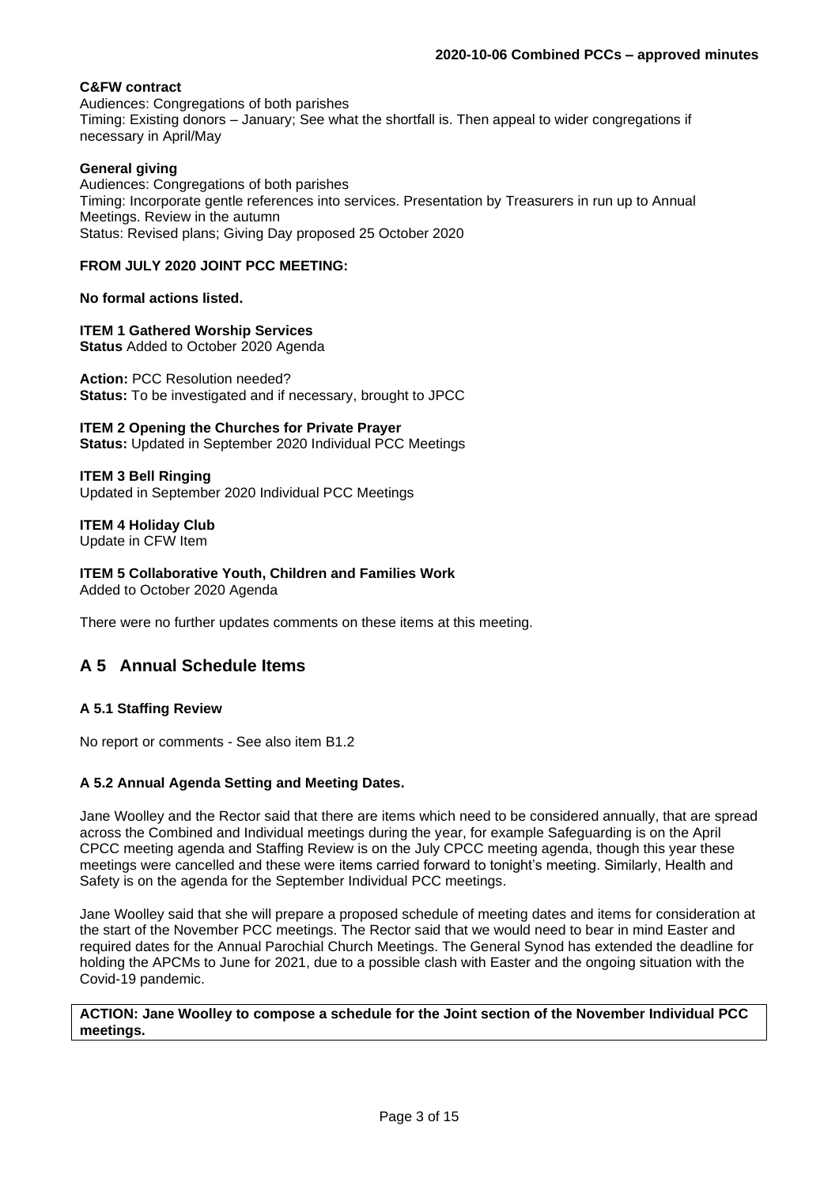**C&FW contract**
Audiences: Congregations of both parishes
Timing: Existing donors – January; See what the shortfall is. Then appeal to wider congregations if necessary in April/May

**General giving**
Audiences: Congregations of both parishes
Timing: Incorporate gentle references into services. Presentation by Treasurers in run up to Annual Meetings. Review in the autumn
Status: Revised plans; Giving Day proposed 25 October 2020

**FROM JULY 2020 JOINT PCC MEETING:**

**No formal actions listed.**

**ITEM 1 Gathered Worship Services**
**Status** Added to October 2020 Agenda

**Action:** PCC Resolution needed?
**Status:** To be investigated and if necessary, brought to JPCC

**ITEM 2 Opening the Churches for Private Prayer**
**Status:** Updated in September 2020 Individual PCC Meetings

**ITEM 3 Bell Ringing**
Updated in September 2020 Individual PCC Meetings

**ITEM 4 Holiday Club**
Update in CFW Item

**ITEM 5 Collaborative Youth, Children and Families Work**
Added to October 2020 Agenda

There were no further updates comments on these items at this meeting.

## A 5 Annual Schedule Items

### A 5.1 Staffing Review

No report or comments - See also item B1.2

### A 5.2 Annual Agenda Setting and Meeting Dates.

Jane Woolley and the Rector said that there are items which need to be considered annually, that are spread across the Combined and Individual meetings during the year, for example Safeguarding is on the April CPCC meeting agenda and Staffing Review is on the July CPCC meeting agenda, though this year these meetings were cancelled and these were items carried forward to tonight's meeting. Similarly, Health and Safety is on the agenda for the September Individual PCC meetings.

Jane Woolley said that she will prepare a proposed schedule of meeting dates and items for consideration at the start of the November PCC meetings. The Rector said that we would need to bear in mind Easter and required dates for the Annual Parochial Church Meetings. The General Synod has extended the deadline for holding the APCMs to June for 2021, due to a possible clash with Easter and the ongoing situation with the Covid-19 pandemic.

**ACTION: Jane Woolley to compose a schedule for the Joint section of the November Individual PCC meetings.**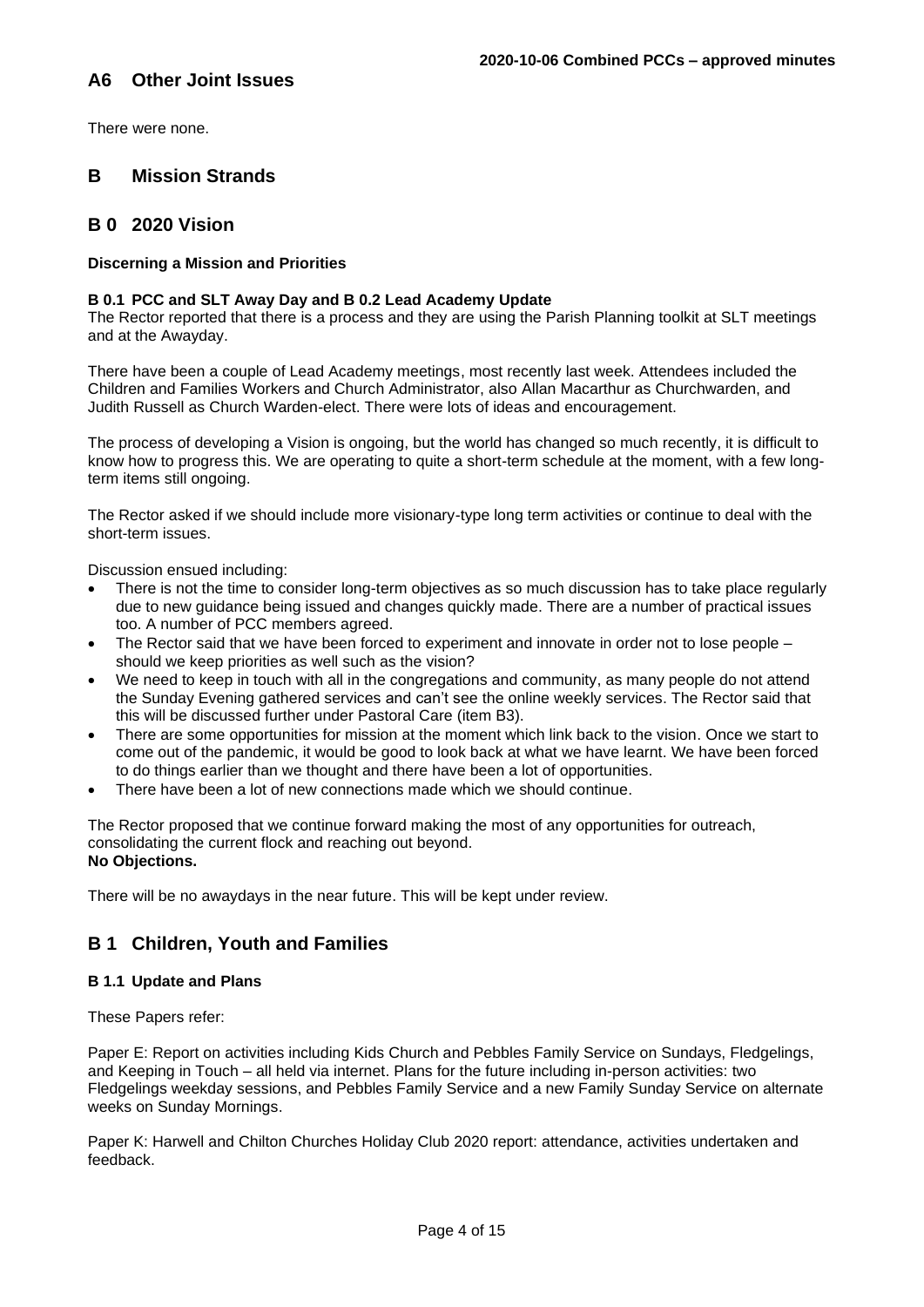## A6 Other Joint Issues

There were none.

# B Mission Strands

## B 0 2020 Vision

**Discerning a Mission and Priorities**

**B 0.1 PCC and SLT Away Day and B 0.2 Lead Academy Update**

The Rector reported that there is a process and they are using the Parish Planning toolkit at SLT meetings and at the Awayday.

There have been a couple of Lead Academy meetings, most recently last week. Attendees included the Children and Families Workers and Church Administrator, also Allan Macarthur as Churchwarden, and Judith Russell as Church Warden-elect. There were lots of ideas and encouragement.

The process of developing a Vision is ongoing, but the world has changed so much recently, it is difficult to know how to progress this. We are operating to quite a short-term schedule at the moment, with a few long-term items still ongoing.

The Rector asked if we should include more visionary-type long term activities or continue to deal with the short-term issues.

Discussion ensued including:

- There is not the time to consider long-term objectives as so much discussion has to take place regularly due to new guidance being issued and changes quickly made. There are a number of practical issues too. A number of PCC members agreed.
- The Rector said that we have been forced to experiment and innovate in order not to lose people – should we keep priorities as well such as the vision?
- We need to keep in touch with all in the congregations and community, as many people do not attend the Sunday Evening gathered services and can't see the online weekly services. The Rector said that this will be discussed further under Pastoral Care (item B3).
- There are some opportunities for mission at the moment which link back to the vision. Once we start to come out of the pandemic, it would be good to look back at what we have learnt. We have been forced to do things earlier than we thought and there have been a lot of opportunities.
- There have been a lot of new connections made which we should continue.

The Rector proposed that we continue forward making the most of any opportunities for outreach, consolidating the current flock and reaching out beyond.
**No Objections.**

There will be no awaydays in the near future. This will be kept under review.

## B 1 Children, Youth and Families

**B 1.1 Update and Plans**

These Papers refer:

Paper E: Report on activities including Kids Church and Pebbles Family Service on Sundays, Fledgelings, and Keeping in Touch – all held via internet. Plans for the future including in-person activities: two Fledgelings weekday sessions, and Pebbles Family Service and a new Family Sunday Service on alternate weeks on Sunday Mornings.

Paper K: Harwell and Chilton Churches Holiday Club 2020 report: attendance, activities undertaken and feedback.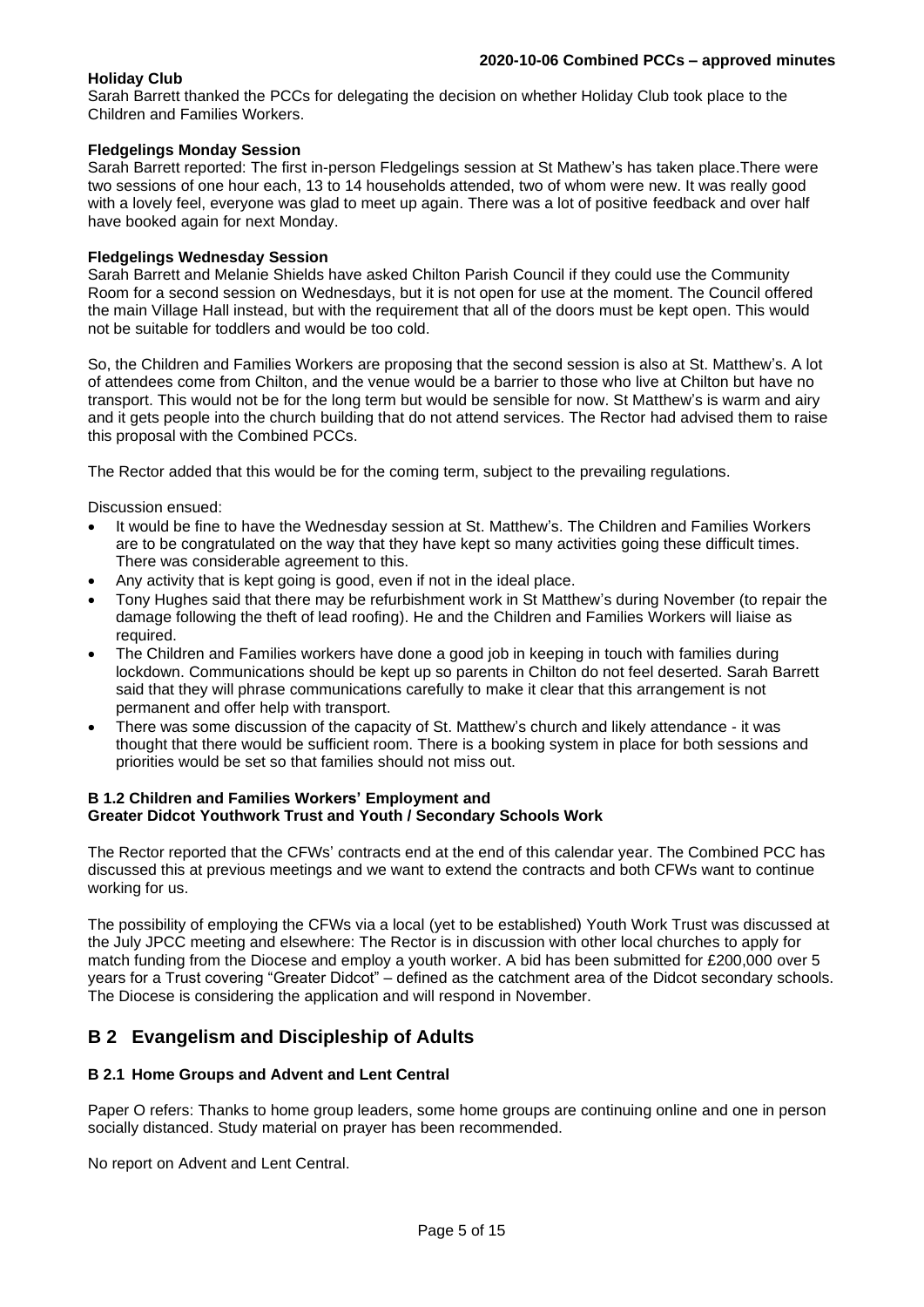**Holiday Club**

Sarah Barrett thanked the PCCs for delegating the decision on whether Holiday Club took place to the Children and Families Workers.

**Fledgelings Monday Session**

Sarah Barrett reported: The first in-person Fledgelings session at St Mathew's has taken place.There were two sessions of one hour each, 13 to 14 households attended, two of whom were new. It was really good with a lovely feel, everyone was glad to meet up again. There was a lot of positive feedback and over half have booked again for next Monday.

**Fledgelings Wednesday Session**

Sarah Barrett and Melanie Shields have asked Chilton Parish Council if they could use the Community Room for a second session on Wednesdays, but it is not open for use at the moment. The Council offered the main Village Hall instead, but with the requirement that all of the doors must be kept open. This would not be suitable for toddlers and would be too cold.

So, the Children and Families Workers are proposing that the second session is also at St. Matthew's. A lot of attendees come from Chilton, and the venue would be a barrier to those who live at Chilton but have no transport. This would not be for the long term but would be sensible for now. St Matthew's is warm and airy and it gets people into the church building that do not attend services. The Rector had advised them to raise this proposal with the Combined PCCs.

The Rector added that this would be for the coming term, subject to the prevailing regulations.

Discussion ensued:

- It would be fine to have the Wednesday session at St. Matthew's. The Children and Families Workers are to be congratulated on the way that they have kept so many activities going these difficult times. There was considerable agreement to this.
- Any activity that is kept going is good, even if not in the ideal place.
- Tony Hughes said that there may be refurbishment work in St Matthew's during November (to repair the damage following the theft of lead roofing). He and the Children and Families Workers will liaise as required.
- The Children and Families workers have done a good job in keeping in touch with families during lockdown. Communications should be kept up so parents in Chilton do not feel deserted. Sarah Barrett said that they will phrase communications carefully to make it clear that this arrangement is not permanent and offer help with transport.
- There was some discussion of the capacity of St. Matthew's church and likely attendance - it was thought that there would be sufficient room. There is a booking system in place for both sessions and priorities would be set so that families should not miss out.

**B 1.2 Children and Families Workers' Employment and**
**Greater Didcot Youthwork Trust and Youth / Secondary Schools Work**

The Rector reported that the CFWs' contracts end at the end of this calendar year. The Combined PCC has discussed this at previous meetings and we want to extend the contracts and both CFWs want to continue working for us.

The possibility of employing the CFWs via a local (yet to be established) Youth Work Trust was discussed at the July JPCC meeting and elsewhere: The Rector is in discussion with other local churches to apply for match funding from the Diocese and employ a youth worker. A bid has been submitted for £200,000 over 5 years for a Trust covering "Greater Didcot" – defined as the catchment area of the Didcot secondary schools. The Diocese is considering the application and will respond in November.

## B 2 Evangelism and Discipleship of Adults

### B 2.1 Home Groups and Advent and Lent Central

Paper O refers: Thanks to home group leaders, some home groups are continuing online and one in person socially distanced. Study material on prayer has been recommended.

No report on Advent and Lent Central.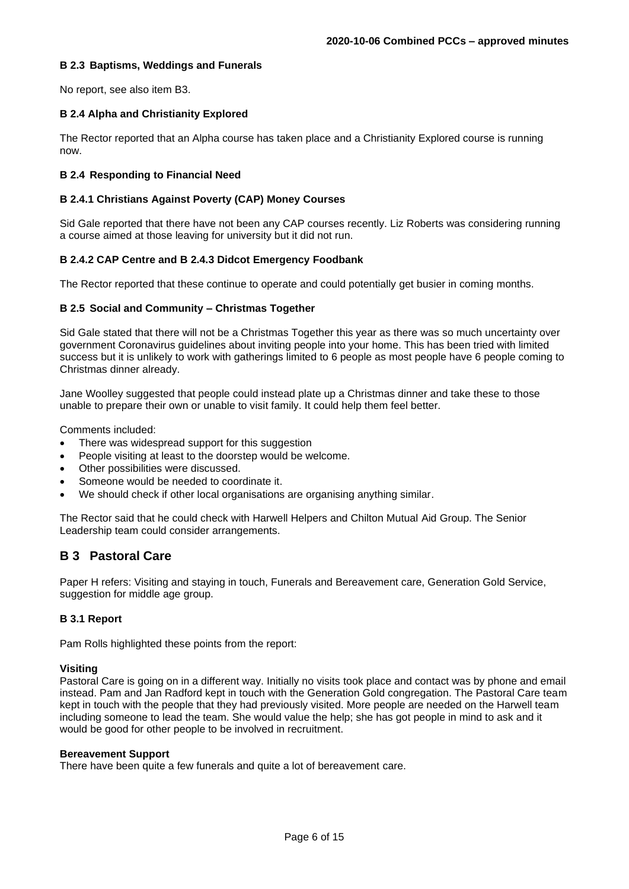### B 2.3 Baptisms, Weddings and Funerals

No report, see also item B3.

### B 2.4 Alpha and Christianity Explored

The Rector reported that an Alpha course has taken place and a Christianity Explored course is running now.

### B 2.4 Responding to Financial Need

### B 2.4.1 Christians Against Poverty (CAP) Money Courses

Sid Gale reported that there have not been any CAP courses recently. Liz Roberts was considering running a course aimed at those leaving for university but it did not run.

### B 2.4.2 CAP Centre and B 2.4.3 Didcot Emergency Foodbank

The Rector reported that these continue to operate and could potentially get busier in coming months.

### B 2.5 Social and Community – Christmas Together

Sid Gale stated that there will not be a Christmas Together this year as there was so much uncertainty over government Coronavirus guidelines about inviting people into your home. This has been tried with limited success but it is unlikely to work with gatherings limited to 6 people as most people have 6 people coming to Christmas dinner already.

Jane Woolley suggested that people could instead plate up a Christmas dinner and take these to those unable to prepare their own or unable to visit family. It could help them feel better.

Comments included:

- There was widespread support for this suggestion
- People visiting at least to the doorstep would be welcome.
- Other possibilities were discussed.
- Someone would be needed to coordinate it.
- We should check if other local organisations are organising anything similar.

The Rector said that he could check with Harwell Helpers and Chilton Mutual Aid Group. The Senior Leadership team could consider arrangements.

## B 3 Pastoral Care

Paper H refers: Visiting and staying in touch, Funerals and Bereavement care, Generation Gold Service, suggestion for middle age group.

### B 3.1 Report

Pam Rolls highlighted these points from the report:

**Visiting**
Pastoral Care is going on in a different way. Initially no visits took place and contact was by phone and email instead. Pam and Jan Radford kept in touch with the Generation Gold congregation. The Pastoral Care team kept in touch with the people that they had previously visited. More people are needed on the Harwell team including someone to lead the team. She would value the help; she has got people in mind to ask and it would be good for other people to be involved in recruitment.

**Bereavement Support**
There have been quite a few funerals and quite a lot of bereavement care.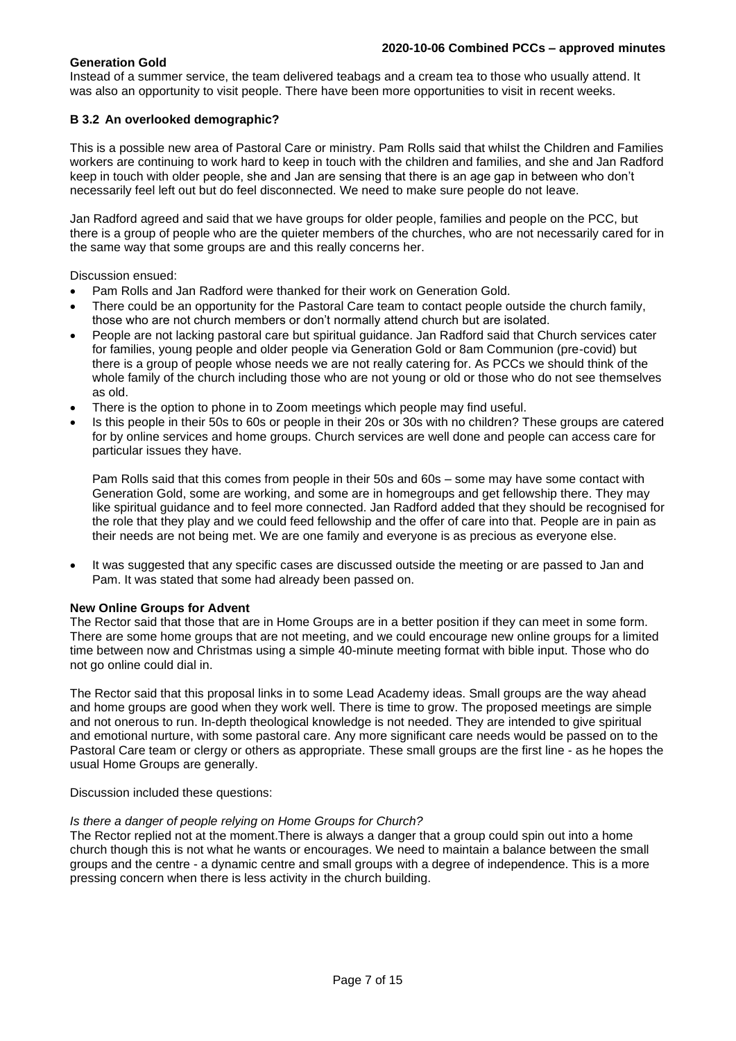**Generation Gold**
Instead of a summer service, the team delivered teabags and a cream tea to those who usually attend. It was also an opportunity to visit people. There have been more opportunities to visit in recent weeks.

**B 3.2 An overlooked demographic?**

This is a possible new area of Pastoral Care or ministry. Pam Rolls said that whilst the Children and Families workers are continuing to work hard to keep in touch with the children and families, and she and Jan Radford keep in touch with older people, she and Jan are sensing that there is an age gap in between who don't necessarily feel left out but do feel disconnected. We need to make sure people do not leave.

Jan Radford agreed and said that we have groups for older people, families and people on the PCC, but there is a group of people who are the quieter members of the churches, who are not necessarily cared for in the same way that some groups are and this really concerns her.

Discussion ensued:

- Pam Rolls and Jan Radford were thanked for their work on Generation Gold.
- There could be an opportunity for the Pastoral Care team to contact people outside the church family, those who are not church members or don't normally attend church but are isolated.
- People are not lacking pastoral care but spiritual guidance. Jan Radford said that Church services cater for families, young people and older people via Generation Gold or 8am Communion (pre-covid) but there is a group of people whose needs we are not really catering for. As PCCs we should think of the whole family of the church including those who are not young or old or those who do not see themselves as old.
- There is the option to phone in to Zoom meetings which people may find useful.
- Is this people in their 50s to 60s or people in their 20s or 30s with no children? These groups are catered for by online services and home groups. Church services are well done and people can access care for particular issues they have.

  Pam Rolls said that this comes from people in their 50s and 60s – some may have some contact with Generation Gold, some are working, and some are in homegroups and get fellowship there. They may like spiritual guidance and to feel more connected. Jan Radford added that they should be recognised for the role that they play and we could feed fellowship and the offer of care into that. People are in pain as their needs are not being met. We are one family and everyone is as precious as everyone else.

- It was suggested that any specific cases are discussed outside the meeting or are passed to Jan and Pam. It was stated that some had already been passed on.

**New Online Groups for Advent**
The Rector said that those that are in Home Groups are in a better position if they can meet in some form. There are some home groups that are not meeting, and we could encourage new online groups for a limited time between now and Christmas using a simple 40-minute meeting format with bible input. Those who do not go online could dial in.

The Rector said that this proposal links in to some Lead Academy ideas. Small groups are the way ahead and home groups are good when they work well. There is time to grow. The proposed meetings are simple and not onerous to run. In-depth theological knowledge is not needed. They are intended to give spiritual and emotional nurture, with some pastoral care. Any more significant care needs would be passed on to the Pastoral Care team or clergy or others as appropriate. These small groups are the first line - as he hopes the usual Home Groups are generally.

Discussion included these questions:

*Is there a danger of people relying on Home Groups for Church?*
The Rector replied not at the moment.There is always a danger that a group could spin out into a home church though this is not what he wants or encourages. We need to maintain a balance between the small groups and the centre - a dynamic centre and small groups with a degree of independence. This is a more pressing concern when there is less activity in the church building.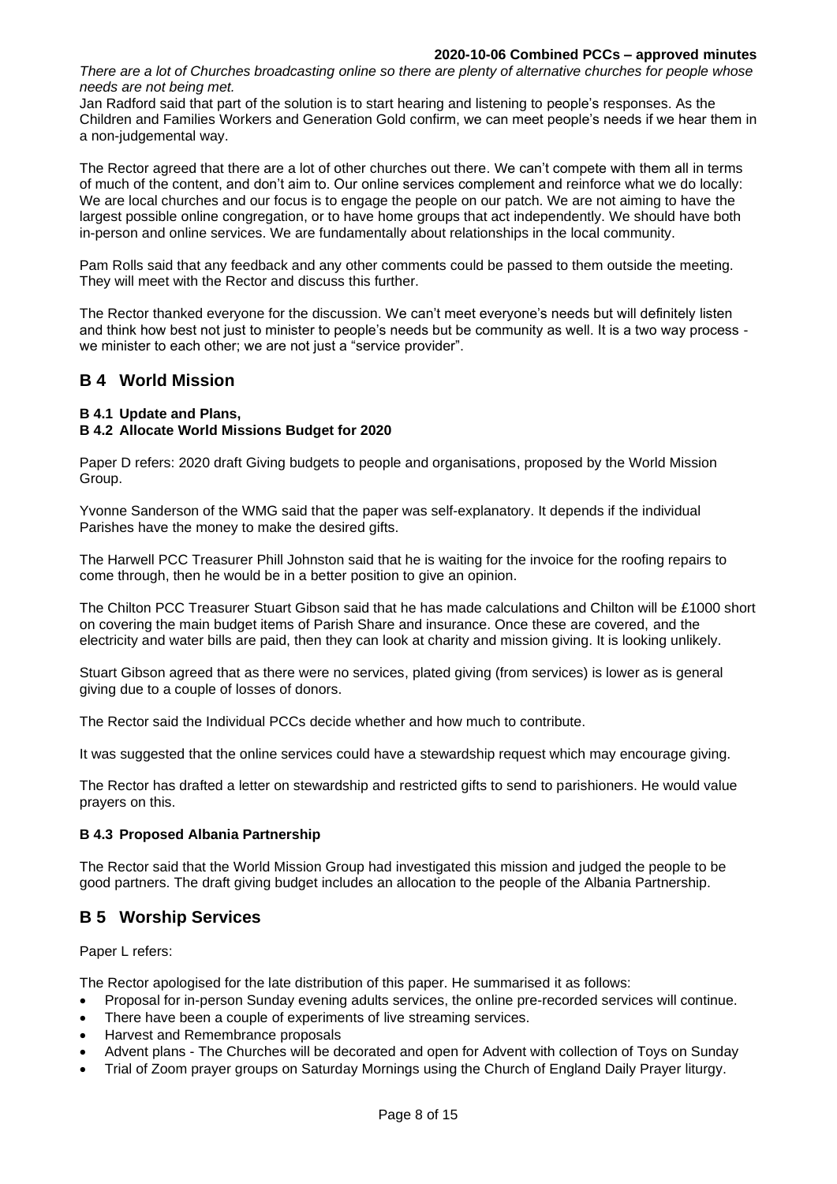*There are a lot of Churches broadcasting online so there are plenty of alternative churches for people whose needs are not being met.*

Jan Radford said that part of the solution is to start hearing and listening to people's responses. As the Children and Families Workers and Generation Gold confirm, we can meet people's needs if we hear them in a non-judgemental way.

The Rector agreed that there are a lot of other churches out there. We can't compete with them all in terms of much of the content, and don't aim to. Our online services complement and reinforce what we do locally: We are local churches and our focus is to engage the people on our patch. We are not aiming to have the largest possible online congregation, or to have home groups that act independently. We should have both in-person and online services. We are fundamentally about relationships in the local community.

Pam Rolls said that any feedback and any other comments could be passed to them outside the meeting. They will meet with the Rector and discuss this further.

The Rector thanked everyone for the discussion. We can't meet everyone's needs but will definitely listen and think how best not just to minister to people's needs but be community as well. It is a two way process - we minister to each other; we are not just a "service provider".

## B 4 World Mission

#### B 4.1 Update and Plans,
#### B 4.2 Allocate World Missions Budget for 2020

Paper D refers: 2020 draft Giving budgets to people and organisations, proposed by the World Mission Group.

Yvonne Sanderson of the WMG said that the paper was self-explanatory. It depends if the individual Parishes have the money to make the desired gifts.

The Harwell PCC Treasurer Phill Johnston said that he is waiting for the invoice for the roofing repairs to come through, then he would be in a better position to give an opinion.

The Chilton PCC Treasurer Stuart Gibson said that he has made calculations and Chilton will be £1000 short on covering the main budget items of Parish Share and insurance. Once these are covered, and the electricity and water bills are paid, then they can look at charity and mission giving. It is looking unlikely.

Stuart Gibson agreed that as there were no services, plated giving (from services) is lower as is general giving due to a couple of losses of donors.

The Rector said the Individual PCCs decide whether and how much to contribute.

It was suggested that the online services could have a stewardship request which may encourage giving.

The Rector has drafted a letter on stewardship and restricted gifts to send to parishioners. He would value prayers on this.

#### B 4.3 Proposed Albania Partnership

The Rector said that the World Mission Group had investigated this mission and judged the people to be good partners. The draft giving budget includes an allocation to the people of the Albania Partnership.

## B 5 Worship Services

Paper L refers:

The Rector apologised for the late distribution of this paper. He summarised it as follows:

- Proposal for in-person Sunday evening adults services, the online pre-recorded services will continue.
- There have been a couple of experiments of live streaming services.
- Harvest and Remembrance proposals
- Advent plans - The Churches will be decorated and open for Advent with collection of Toys on Sunday
- Trial of Zoom prayer groups on Saturday Mornings using the Church of England Daily Prayer liturgy.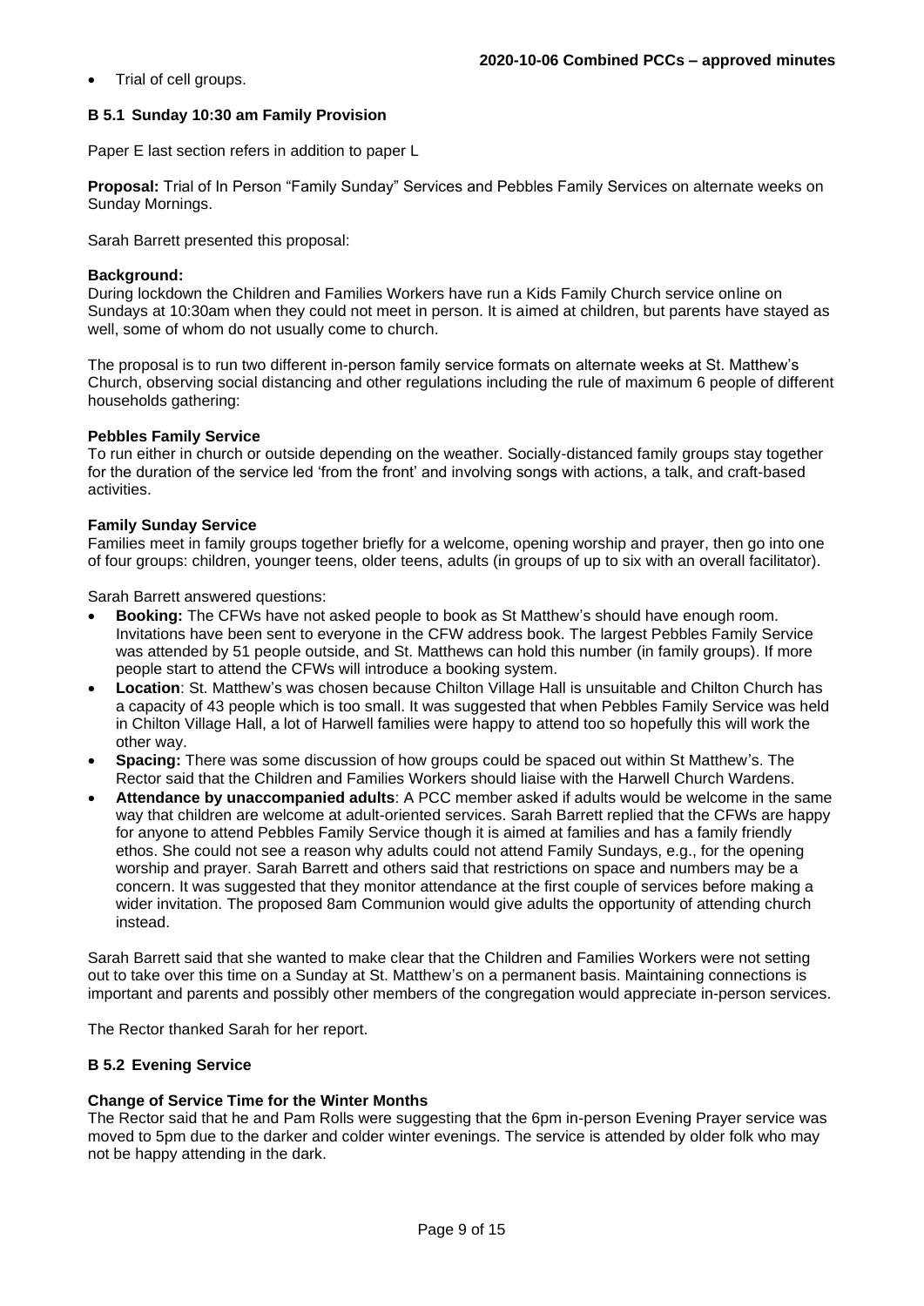- Trial of cell groups.

### B 5.1 Sunday 10:30 am Family Provision

Paper E last section refers in addition to paper L

**Proposal:** Trial of In Person "Family Sunday" Services and Pebbles Family Services on alternate weeks on Sunday Mornings.

Sarah Barrett presented this proposal:

**Background:**
During lockdown the Children and Families Workers have run a Kids Family Church service online on Sundays at 10:30am when they could not meet in person. It is aimed at children, but parents have stayed as well, some of whom do not usually come to church.

The proposal is to run two different in-person family service formats on alternate weeks at St. Matthew's Church, observing social distancing and other regulations including the rule of maximum 6 people of different households gathering:

**Pebbles Family Service**
To run either in church or outside depending on the weather. Socially-distanced family groups stay together for the duration of the service led 'from the front' and involving songs with actions, a talk, and craft-based activities.

**Family Sunday Service**
Families meet in family groups together briefly for a welcome, opening worship and prayer, then go into one of four groups: children, younger teens, older teens, adults (in groups of up to six with an overall facilitator).

Sarah Barrett answered questions:

- **Booking:** The CFWs have not asked people to book as St Matthew's should have enough room. Invitations have been sent to everyone in the CFW address book. The largest Pebbles Family Service was attended by 51 people outside, and St. Matthews can hold this number (in family groups). If more people start to attend the CFWs will introduce a booking system.
- **Location**: St. Matthew's was chosen because Chilton Village Hall is unsuitable and Chilton Church has a capacity of 43 people which is too small. It was suggested that when Pebbles Family Service was held in Chilton Village Hall, a lot of Harwell families were happy to attend too so hopefully this will work the other way.
- **Spacing:** There was some discussion of how groups could be spaced out within St Matthew's. The Rector said that the Children and Families Workers should liaise with the Harwell Church Wardens.
- **Attendance by unaccompanied adults**: A PCC member asked if adults would be welcome in the same way that children are welcome at adult-oriented services. Sarah Barrett replied that the CFWs are happy for anyone to attend Pebbles Family Service though it is aimed at families and has a family friendly ethos. She could not see a reason why adults could not attend Family Sundays, e.g., for the opening worship and prayer. Sarah Barrett and others said that restrictions on space and numbers may be a concern. It was suggested that they monitor attendance at the first couple of services before making a wider invitation. The proposed 8am Communion would give adults the opportunity of attending church instead.

Sarah Barrett said that she wanted to make clear that the Children and Families Workers were not setting out to take over this time on a Sunday at St. Matthew's on a permanent basis. Maintaining connections is important and parents and possibly other members of the congregation would appreciate in-person services.

The Rector thanked Sarah for her report.

### B 5.2 Evening Service

**Change of Service Time for the Winter Months**
The Rector said that he and Pam Rolls were suggesting that the 6pm in-person Evening Prayer service was moved to 5pm due to the darker and colder winter evenings. The service is attended by older folk who may not be happy attending in the dark.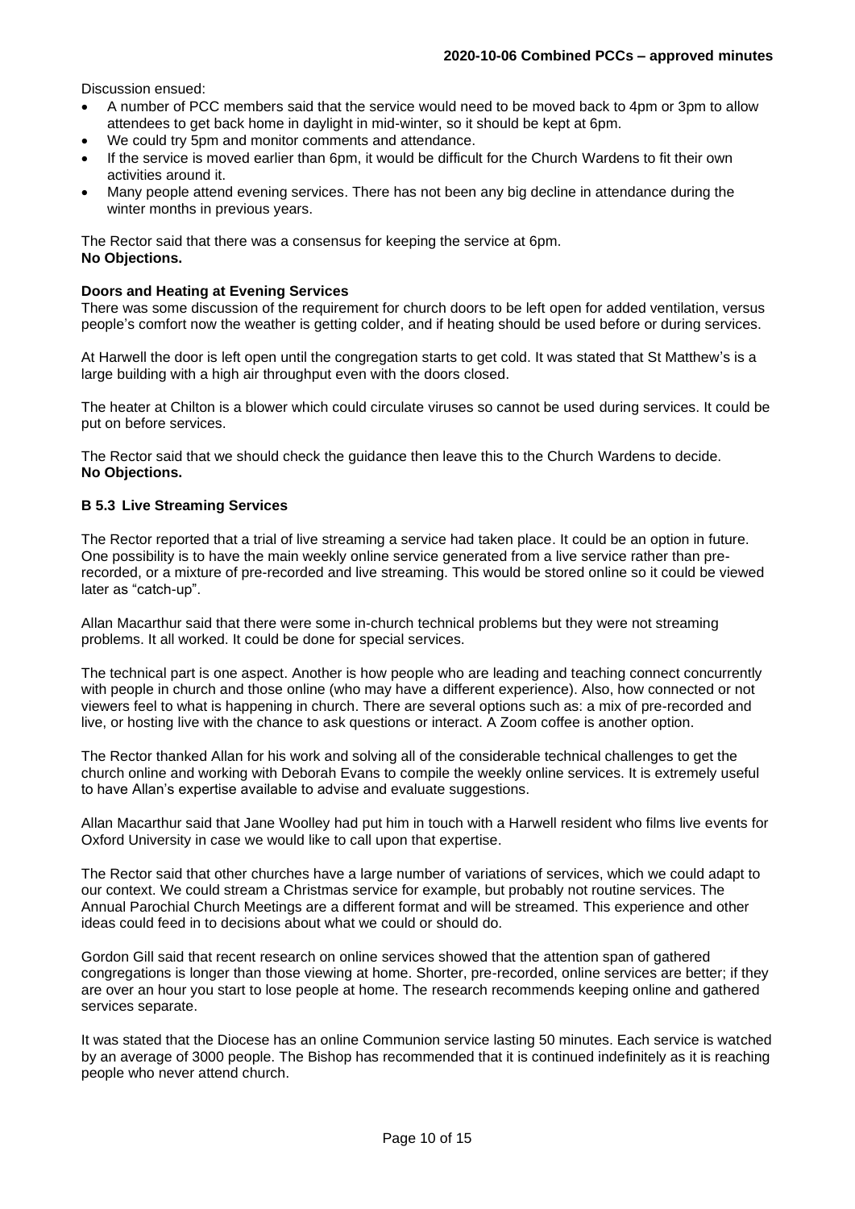Discussion ensued:

- A number of PCC members said that the service would need to be moved back to 4pm or 3pm to allow attendees to get back home in daylight in mid-winter, so it should be kept at 6pm.
- We could try 5pm and monitor comments and attendance.
- If the service is moved earlier than 6pm, it would be difficult for the Church Wardens to fit their own activities around it.
- Many people attend evening services. There has not been any big decline in attendance during the winter months in previous years.

The Rector said that there was a consensus for keeping the service at 6pm.
**No Objections.**

**Doors and Heating at Evening Services**

There was some discussion of the requirement for church doors to be left open for added ventilation, versus people's comfort now the weather is getting colder, and if heating should be used before or during services.

At Harwell the door is left open until the congregation starts to get cold. It was stated that St Matthew's is a large building with a high air throughput even with the doors closed.

The heater at Chilton is a blower which could circulate viruses so cannot be used during services. It could be put on before services.

The Rector said that we should check the guidance then leave this to the Church Wardens to decide.
**No Objections.**

### B 5.3 Live Streaming Services

The Rector reported that a trial of live streaming a service had taken place. It could be an option in future. One possibility is to have the main weekly online service generated from a live service rather than pre-recorded, or a mixture of pre-recorded and live streaming. This would be stored online so it could be viewed later as "catch-up".

Allan Macarthur said that there were some in-church technical problems but they were not streaming problems. It all worked. It could be done for special services.

The technical part is one aspect. Another is how people who are leading and teaching connect concurrently with people in church and those online (who may have a different experience). Also, how connected or not viewers feel to what is happening in church. There are several options such as: a mix of pre-recorded and live, or hosting live with the chance to ask questions or interact. A Zoom coffee is another option.

The Rector thanked Allan for his work and solving all of the considerable technical challenges to get the church online and working with Deborah Evans to compile the weekly online services. It is extremely useful to have Allan's expertise available to advise and evaluate suggestions.

Allan Macarthur said that Jane Woolley had put him in touch with a Harwell resident who films live events for Oxford University in case we would like to call upon that expertise.

The Rector said that other churches have a large number of variations of services, which we could adapt to our context. We could stream a Christmas service for example, but probably not routine services. The Annual Parochial Church Meetings are a different format and will be streamed. This experience and other ideas could feed in to decisions about what we could or should do.

Gordon Gill said that recent research on online services showed that the attention span of gathered congregations is longer than those viewing at home. Shorter, pre-recorded, online services are better; if they are over an hour you start to lose people at home. The research recommends keeping online and gathered services separate.

It was stated that the Diocese has an online Communion service lasting 50 minutes. Each service is watched by an average of 3000 people. The Bishop has recommended that it is continued indefinitely as it is reaching people who never attend church.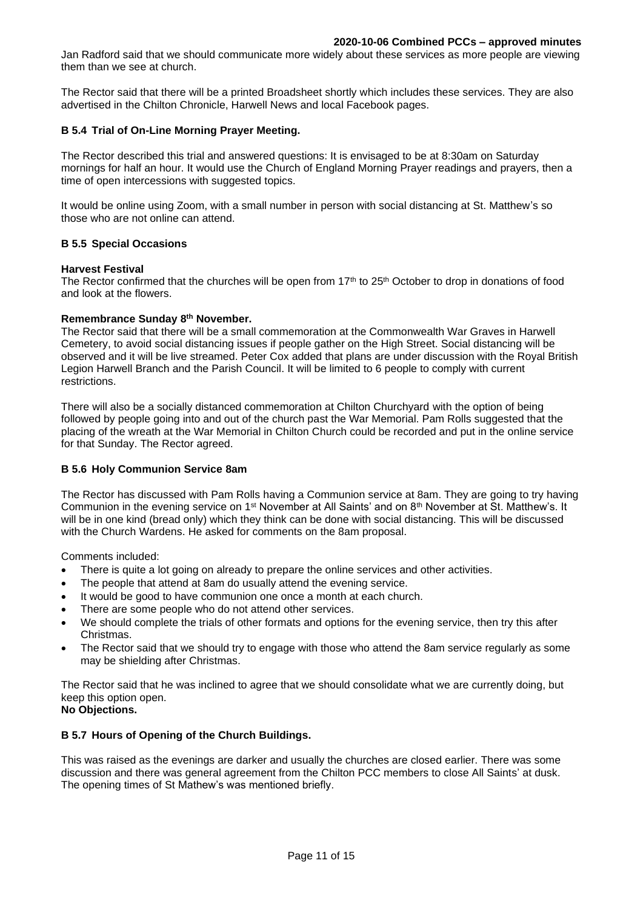Jan Radford said that we should communicate more widely about these services as more people are viewing them than we see at church.

The Rector said that there will be a printed Broadsheet shortly which includes these services. They are also advertised in the Chilton Chronicle, Harwell News and local Facebook pages.

### B 5.4 Trial of On-Line Morning Prayer Meeting.

The Rector described this trial and answered questions: It is envisaged to be at 8:30am on Saturday mornings for half an hour. It would use the Church of England Morning Prayer readings and prayers, then a time of open intercessions with suggested topics.

It would be online using Zoom, with a small number in person with social distancing at St. Matthew's so those who are not online can attend.

### B 5.5 Special Occasions

**Harvest Festival**
The Rector confirmed that the churches will be open from 17th to 25th October to drop in donations of food and look at the flowers.

**Remembrance Sunday 8th November.**
The Rector said that there will be a small commemoration at the Commonwealth War Graves in Harwell Cemetery, to avoid social distancing issues if people gather on the High Street. Social distancing will be observed and it will be live streamed. Peter Cox added that plans are under discussion with the Royal British Legion Harwell Branch and the Parish Council. It will be limited to 6 people to comply with current restrictions.

There will also be a socially distanced commemoration at Chilton Churchyard with the option of being followed by people going into and out of the church past the War Memorial. Pam Rolls suggested that the placing of the wreath at the War Memorial in Chilton Church could be recorded and put in the online service for that Sunday. The Rector agreed.

### B 5.6 Holy Communion Service 8am

The Rector has discussed with Pam Rolls having a Communion service at 8am. They are going to try having Communion in the evening service on 1st November at All Saints' and on 8th November at St. Matthew's. It will be in one kind (bread only) which they think can be done with social distancing. This will be discussed with the Church Wardens. He asked for comments on the 8am proposal.

Comments included:

- There is quite a lot going on already to prepare the online services and other activities.
- The people that attend at 8am do usually attend the evening service.
- It would be good to have communion one once a month at each church.
- There are some people who do not attend other services.
- We should complete the trials of other formats and options for the evening service, then try this after Christmas.
- The Rector said that we should try to engage with those who attend the 8am service regularly as some may be shielding after Christmas.

The Rector said that he was inclined to agree that we should consolidate what we are currently doing, but keep this option open.
**No Objections.**

### B 5.7 Hours of Opening of the Church Buildings.

This was raised as the evenings are darker and usually the churches are closed earlier. There was some discussion and there was general agreement from the Chilton PCC members to close All Saints' at dusk. The opening times of St Mathew's was mentioned briefly.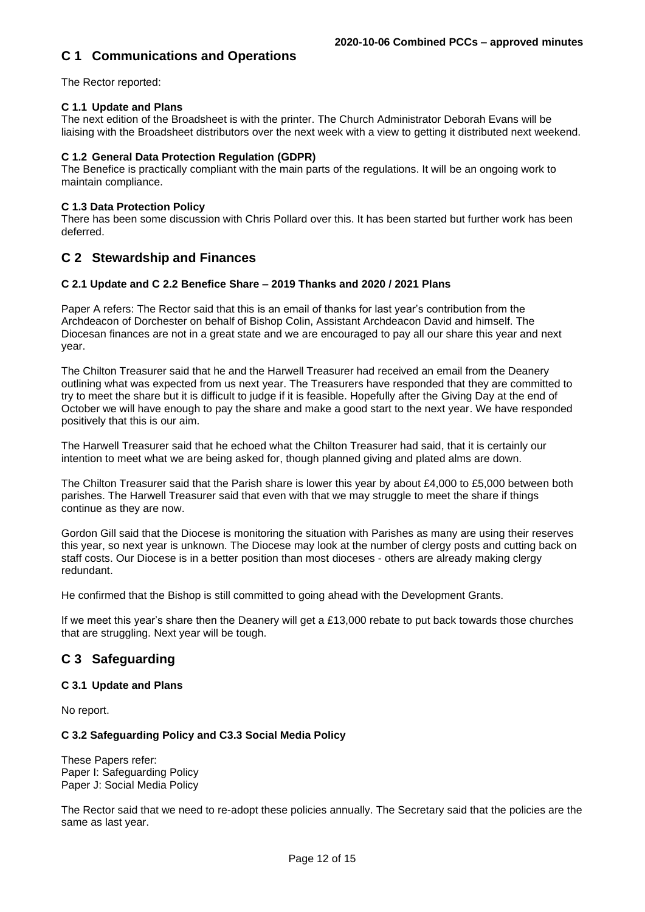## C 1 Communications and Operations

The Rector reported:

### C 1.1 Update and Plans

The next edition of the Broadsheet is with the printer. The Church Administrator Deborah Evans will be liaising with the Broadsheet distributors over the next week with a view to getting it distributed next weekend.

### C 1.2 General Data Protection Regulation (GDPR)

The Benefice is practically compliant with the main parts of the regulations. It will be an ongoing work to maintain compliance.

### C 1.3 Data Protection Policy

There has been some discussion with Chris Pollard over this. It has been started but further work has been deferred.

## C 2 Stewardship and Finances

### C 2.1 Update and C 2.2 Benefice Share – 2019 Thanks and 2020 / 2021 Plans

Paper A refers: The Rector said that this is an email of thanks for last year's contribution from the Archdeacon of Dorchester on behalf of Bishop Colin, Assistant Archdeacon David and himself. The Diocesan finances are not in a great state and we are encouraged to pay all our share this year and next year.

The Chilton Treasurer said that he and the Harwell Treasurer had received an email from the Deanery outlining what was expected from us next year. The Treasurers have responded that they are committed to try to meet the share but it is difficult to judge if it is feasible. Hopefully after the Giving Day at the end of October we will have enough to pay the share and make a good start to the next year. We have responded positively that this is our aim.

The Harwell Treasurer said that he echoed what the Chilton Treasurer had said, that it is certainly our intention to meet what we are being asked for, though planned giving and plated alms are down.

The Chilton Treasurer said that the Parish share is lower this year by about £4,000 to £5,000 between both parishes. The Harwell Treasurer said that even with that we may struggle to meet the share if things continue as they are now.

Gordon Gill said that the Diocese is monitoring the situation with Parishes as many are using their reserves this year, so next year is unknown. The Diocese may look at the number of clergy posts and cutting back on staff costs. Our Diocese is in a better position than most dioceses - others are already making clergy redundant.

He confirmed that the Bishop is still committed to going ahead with the Development Grants.

If we meet this year's share then the Deanery will get a £13,000 rebate to put back towards those churches that are struggling. Next year will be tough.

## C 3 Safeguarding

### C 3.1 Update and Plans

No report.

### C 3.2 Safeguarding Policy and C3.3 Social Media Policy

These Papers refer:
Paper I: Safeguarding Policy
Paper J: Social Media Policy

The Rector said that we need to re-adopt these policies annually. The Secretary said that the policies are the same as last year.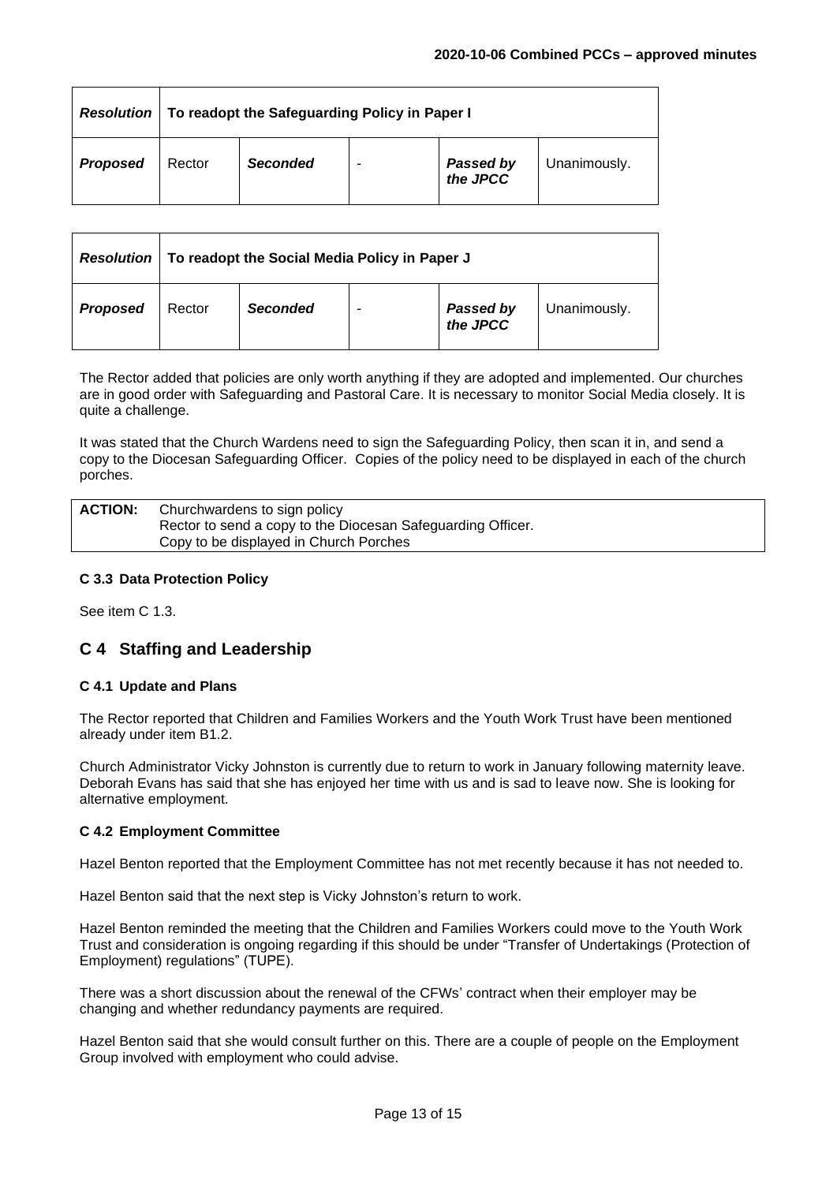| *Resolution* | **To readopt the Safeguarding Policy in Paper I** | | | | |
|---|---|---|---|---|---|
| ***Proposed*** | Rector | ***Seconded*** | - | ***Passed by the JPCC*** | Unanimously. |

| *Resolution* | **To readopt the Social Media Policy in Paper J** | | | | |
|---|---|---|---|---|---|
| ***Proposed*** | Rector | ***Seconded*** | - | ***Passed by the JPCC*** | Unanimously. |

The Rector added that policies are only worth anything if they are adopted and implemented. Our churches are in good order with Safeguarding and Pastoral Care. It is necessary to monitor Social Media closely. It is quite a challenge.

It was stated that the Church Wardens need to sign the Safeguarding Policy, then scan it in, and send a copy to the Diocesan Safeguarding Officer. Copies of the policy need to be displayed in each of the church porches.

| **ACTION:** | Churchwardens to sign policy<br>Rector to send a copy to the Diocesan Safeguarding Officer.<br>Copy to be displayed in Church Porches |
|---|---|

### C 3.3 Data Protection Policy

See item C 1.3.

## C 4 Staffing and Leadership

### C 4.1 Update and Plans

The Rector reported that Children and Families Workers and the Youth Work Trust have been mentioned already under item B1.2.

Church Administrator Vicky Johnston is currently due to return to work in January following maternity leave. Deborah Evans has said that she has enjoyed her time with us and is sad to leave now. She is looking for alternative employment.

### C 4.2 Employment Committee

Hazel Benton reported that the Employment Committee has not met recently because it has not needed to.

Hazel Benton said that the next step is Vicky Johnston's return to work.

Hazel Benton reminded the meeting that the Children and Families Workers could move to the Youth Work Trust and consideration is ongoing regarding if this should be under "Transfer of Undertakings (Protection of Employment) regulations" (TUPE).

There was a short discussion about the renewal of the CFWs' contract when their employer may be changing and whether redundancy payments are required.

Hazel Benton said that she would consult further on this. There are a couple of people on the Employment Group involved with employment who could advise.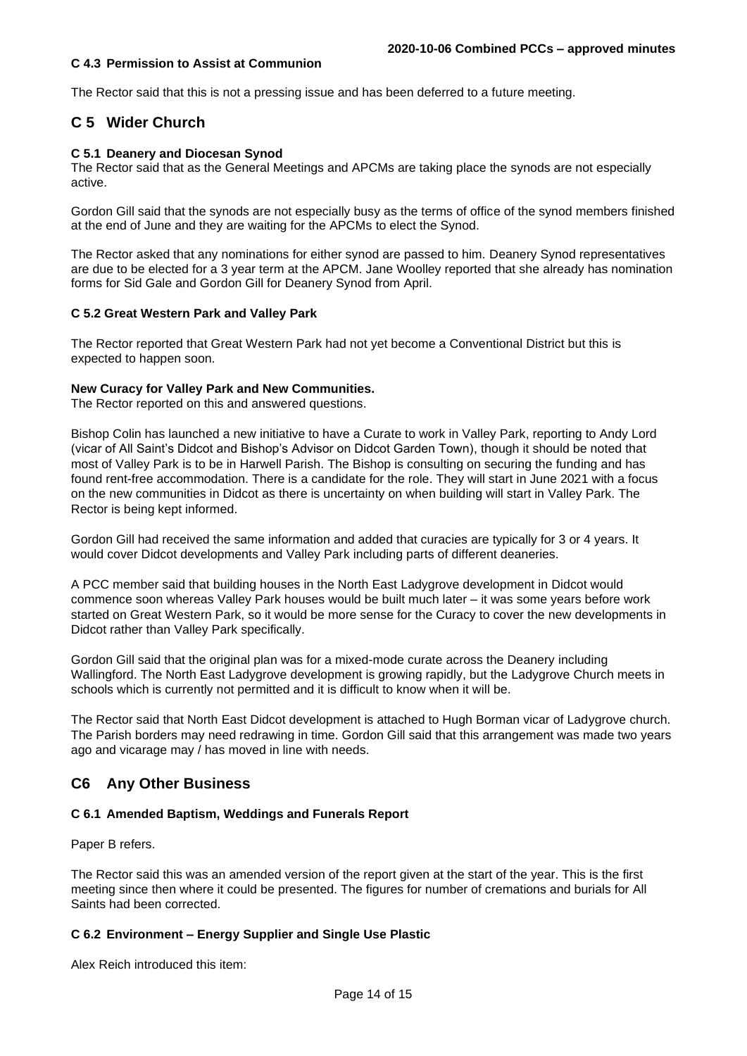#### C 4.3 Permission to Assist at Communion

The Rector said that this is not a pressing issue and has been deferred to a future meeting.

## C 5 Wider Church

#### C 5.1 Deanery and Diocesan Synod

The Rector said that as the General Meetings and APCMs are taking place the synods are not especially active.

Gordon Gill said that the synods are not especially busy as the terms of office of the synod members finished at the end of June and they are waiting for the APCMs to elect the Synod.

The Rector asked that any nominations for either synod are passed to him. Deanery Synod representatives are due to be elected for a 3 year term at the APCM. Jane Woolley reported that she already has nomination forms for Sid Gale and Gordon Gill for Deanery Synod from April.

#### C 5.2 Great Western Park and Valley Park

The Rector reported that Great Western Park had not yet become a Conventional District but this is expected to happen soon.

**New Curacy for Valley Park and New Communities.**

The Rector reported on this and answered questions.

Bishop Colin has launched a new initiative to have a Curate to work in Valley Park, reporting to Andy Lord (vicar of All Saint's Didcot and Bishop's Advisor on Didcot Garden Town), though it should be noted that most of Valley Park is to be in Harwell Parish. The Bishop is consulting on securing the funding and has found rent-free accommodation. There is a candidate for the role. They will start in June 2021 with a focus on the new communities in Didcot as there is uncertainty on when building will start in Valley Park. The Rector is being kept informed.

Gordon Gill had received the same information and added that curacies are typically for 3 or 4 years. It would cover Didcot developments and Valley Park including parts of different deaneries.

A PCC member said that building houses in the North East Ladygrove development in Didcot would commence soon whereas Valley Park houses would be built much later – it was some years before work started on Great Western Park, so it would be more sense for the Curacy to cover the new developments in Didcot rather than Valley Park specifically.

Gordon Gill said that the original plan was for a mixed-mode curate across the Deanery including Wallingford. The North East Ladygrove development is growing rapidly, but the Ladygrove Church meets in schools which is currently not permitted and it is difficult to know when it will be.

The Rector said that North East Didcot development is attached to Hugh Borman vicar of Ladygrove church. The Parish borders may need redrawing in time. Gordon Gill said that this arrangement was made two years ago and vicarage may / has moved in line with needs.

## C6 Any Other Business

#### C 6.1 Amended Baptism, Weddings and Funerals Report

Paper B refers.

The Rector said this was an amended version of the report given at the start of the year. This is the first meeting since then where it could be presented. The figures for number of cremations and burials for All Saints had been corrected.

#### C 6.2 Environment – Energy Supplier and Single Use Plastic

Alex Reich introduced this item: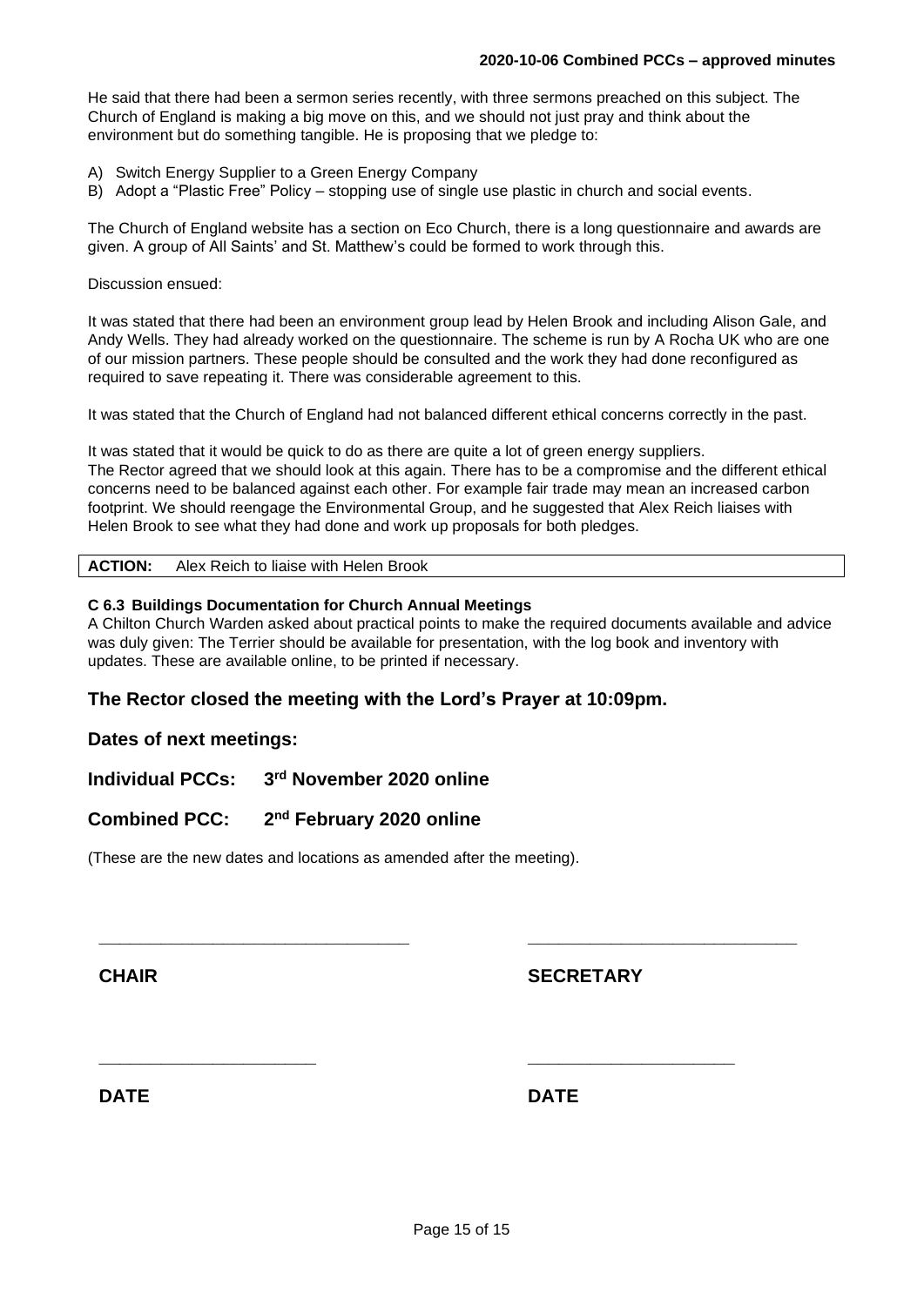He said that there had been a sermon series recently, with three sermons preached on this subject. The Church of England is making a big move on this, and we should not just pray and think about the environment but do something tangible. He is proposing that we pledge to:

A) Switch Energy Supplier to a Green Energy Company
B) Adopt a "Plastic Free" Policy – stopping use of single use plastic in church and social events.

The Church of England website has a section on Eco Church, there is a long questionnaire and awards are given. A group of All Saints' and St. Matthew's could be formed to work through this.

Discussion ensued:

It was stated that there had been an environment group lead by Helen Brook and including Alison Gale, and Andy Wells. They had already worked on the questionnaire. The scheme is run by A Rocha UK who are one of our mission partners. These people should be consulted and the work they had done reconfigured as required to save repeating it. There was considerable agreement to this.

It was stated that the Church of England had not balanced different ethical concerns correctly in the past.

It was stated that it would be quick to do as there are quite a lot of green energy suppliers.
The Rector agreed that we should look at this again. There has to be a compromise and the different ethical concerns need to be balanced against each other. For example fair trade may mean an increased carbon footprint. We should reengage the Environmental Group, and he suggested that Alex Reich liaises with Helen Brook to see what they had done and work up proposals for both pledges.

| | |
|---|---|
| **ACTION:** | Alex Reich to liaise with Helen Brook |

#### C 6.3 Buildings Documentation for Church Annual Meetings

A Chilton Church Warden asked about practical points to make the required documents available and advice was duly given: The Terrier should be available for presentation, with the log book and inventory with updates. These are available online, to be printed if necessary.

### The Rector closed the meeting with the Lord's Prayer at 10:09pm.

### Dates of next meetings:

**Individual PCCs: 3rd November 2020 online**

**Combined PCC: 2nd February 2020 online**

(These are the new dates and locations as amended after the meeting).

\_\_\_\_\_\_\_\_\_\_\_\_\_\_\_\_\_\_\_\_\_\_\_\_\_\_\_\_ \_\_\_\_\_\_\_\_\_\_\_\_\_\_\_\_\_\_\_\_\_\_\_\_\_\_\_\_

**CHAIR** **SECRETARY**

\_\_\_\_\_\_\_\_\_\_\_\_\_\_\_\_\_\_\_\_ \_\_\_\_\_\_\_\_\_\_\_\_\_\_\_\_\_\_\_\_

**DATE** **DATE**